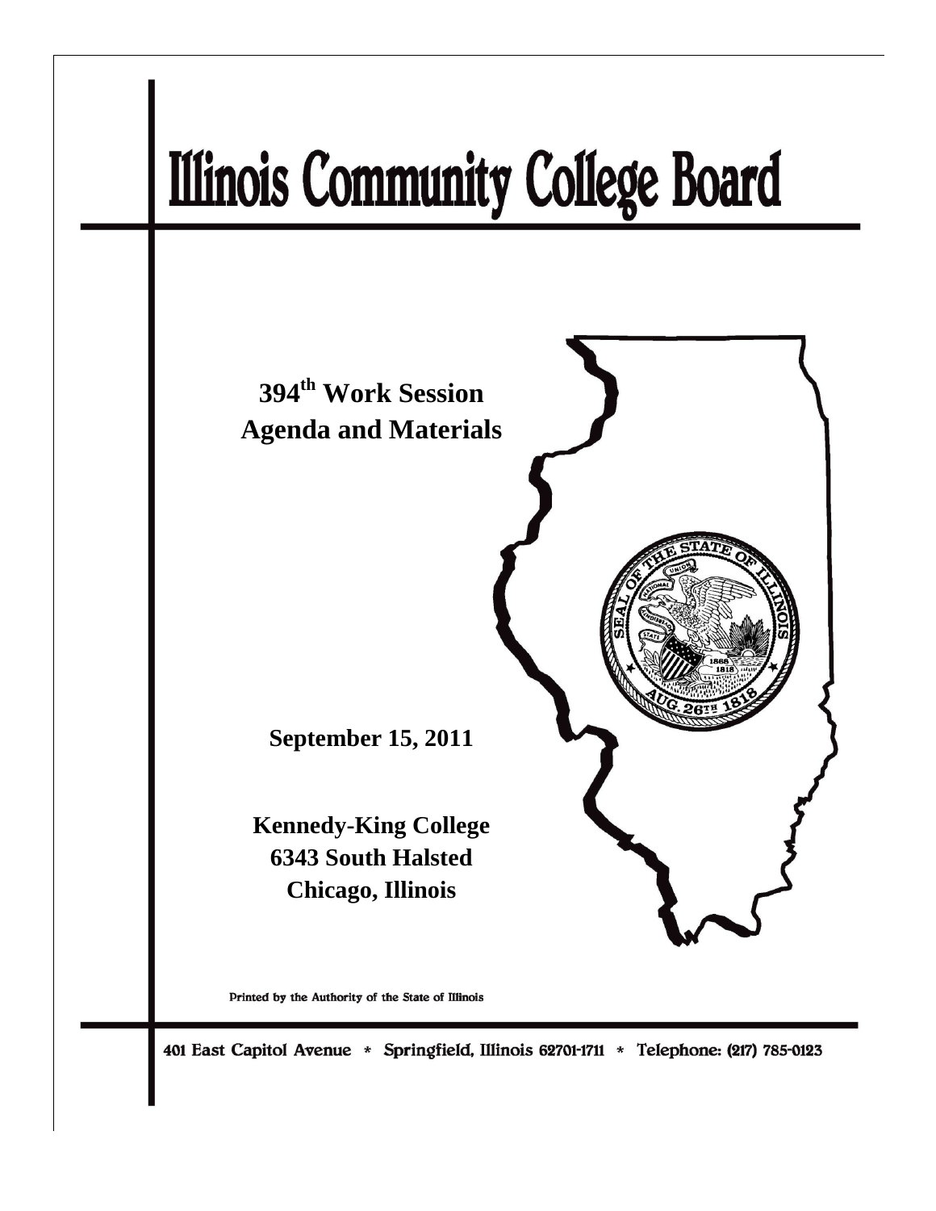# Illinois Community College Board

**394th Work Session**
**Agenda and Materials**

**September 15, 2011**

**Kennedy-King College**
**6343 South Halsted**
**Chicago, Illinois**

Printed by the Authority of the State of Illinois

401 East Capitol Avenue * Springfield, Illinois 62701-1711 * Telephone: (217) 785-0123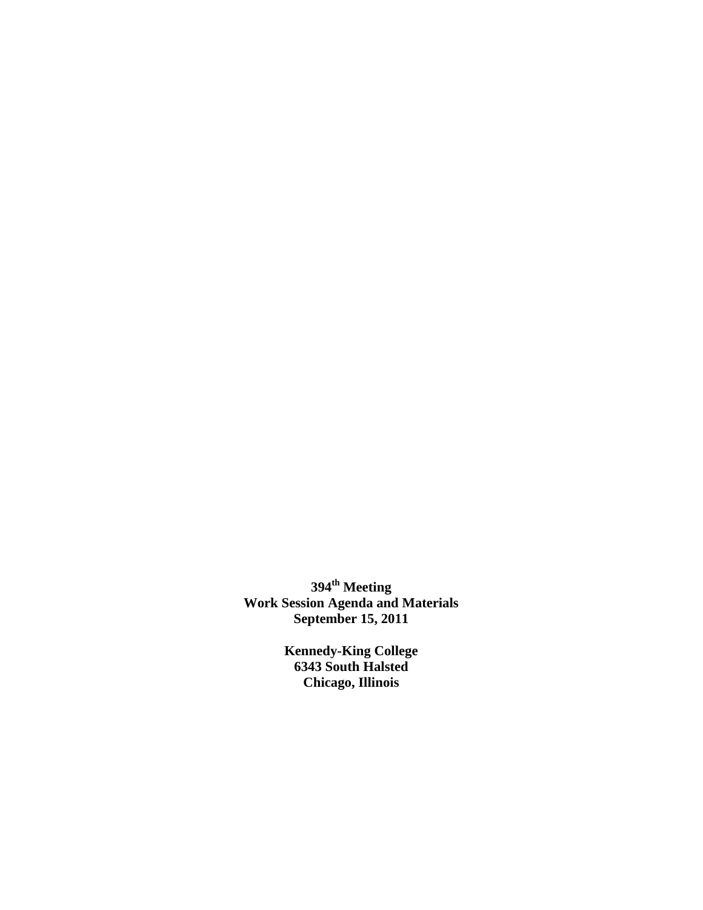**394th Meeting**
**Work Session Agenda and Materials**
**September 15, 2011**

**Kennedy-King College**
**6343 South Halsted**
**Chicago, Illinois**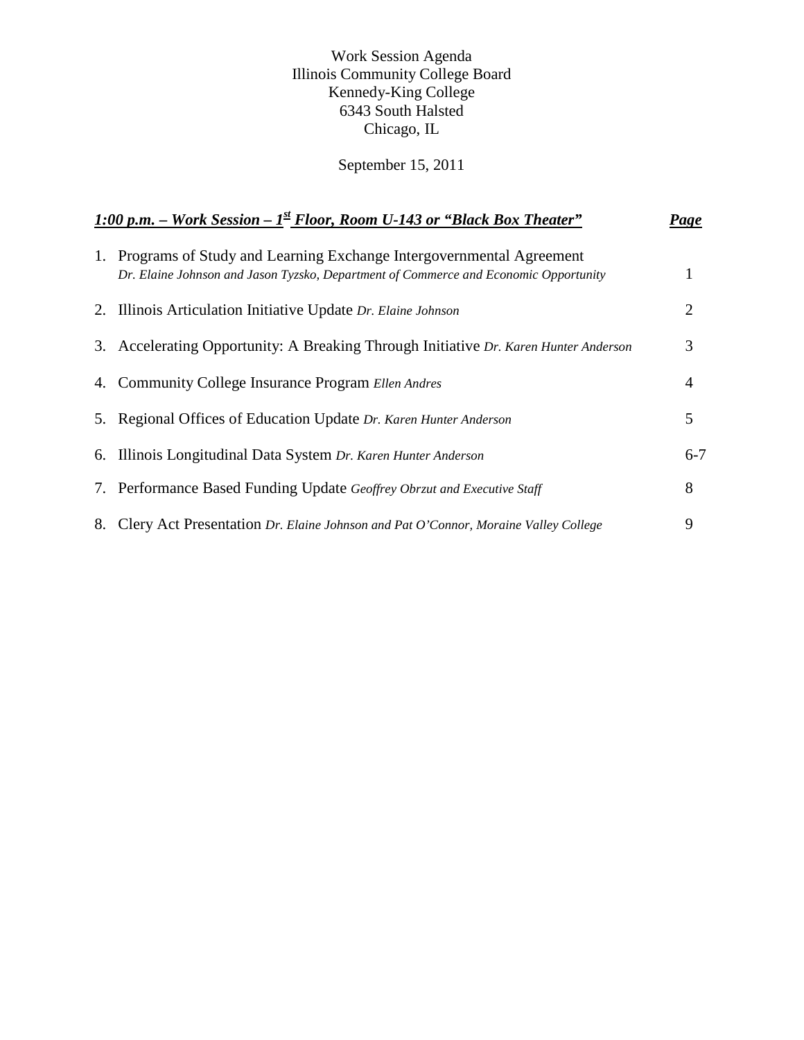Work Session Agenda
Illinois Community College Board
Kennedy-King College
6343 South Halsted
Chicago, IL

September 15, 2011

| ***1:00 p.m. – Work Session – 1st Floor, Room U-143 or "Black Box Theater"*** | ***Page*** |
|---|---|
| 1. Programs of Study and Learning Exchange Intergovernmental Agreement *Dr. Elaine Johnson and Jason Tyzsko, Department of Commerce and Economic Opportunity* | 1 |
| 2. Illinois Articulation Initiative Update *Dr. Elaine Johnson* | 2 |
| 3. Accelerating Opportunity: A Breaking Through Initiative *Dr. Karen Hunter Anderson* | 3 |
| 4. Community College Insurance Program *Ellen Andres* | 4 |
| 5. Regional Offices of Education Update *Dr. Karen Hunter Anderson* | 5 |
| 6. Illinois Longitudinal Data System *Dr. Karen Hunter Anderson* | 6-7 |
| 7. Performance Based Funding Update *Geoffrey Obrzut and Executive Staff* | 8 |
| 8. Clery Act Presentation *Dr. Elaine Johnson and Pat O'Connor, Moraine Valley College* | 9 |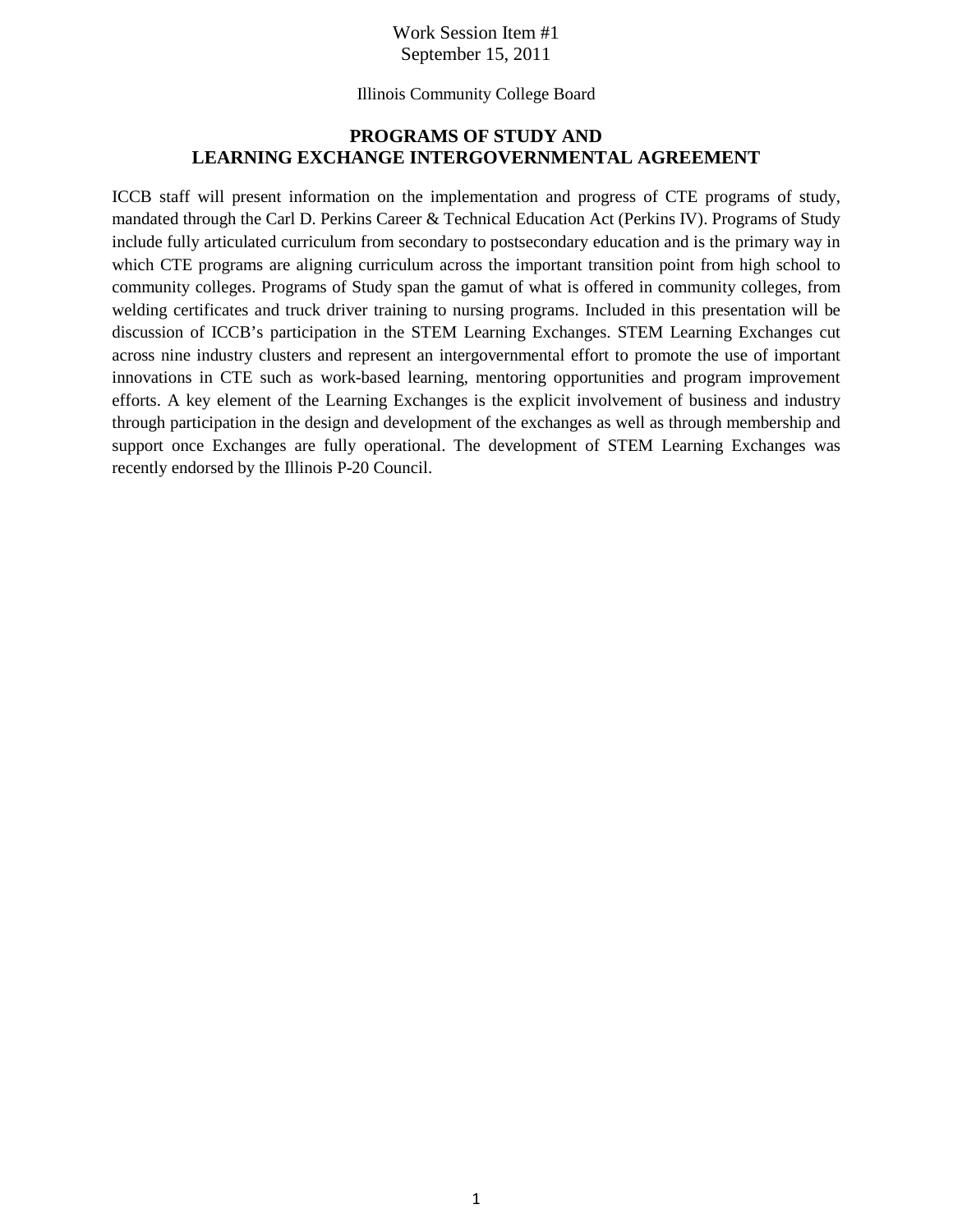Work Session Item #1
September 15, 2011

Illinois Community College Board

## PROGRAMS OF STUDY AND LEARNING EXCHANGE INTERGOVERNMENTAL AGREEMENT

ICCB staff will present information on the implementation and progress of CTE programs of study, mandated through the Carl D. Perkins Career & Technical Education Act (Perkins IV). Programs of Study include fully articulated curriculum from secondary to postsecondary education and is the primary way in which CTE programs are aligning curriculum across the important transition point from high school to community colleges. Programs of Study span the gamut of what is offered in community colleges, from welding certificates and truck driver training to nursing programs. Included in this presentation will be discussion of ICCB's participation in the STEM Learning Exchanges. STEM Learning Exchanges cut across nine industry clusters and represent an intergovernmental effort to promote the use of important innovations in CTE such as work-based learning, mentoring opportunities and program improvement efforts. A key element of the Learning Exchanges is the explicit involvement of business and industry through participation in the design and development of the exchanges as well as through membership and support once Exchanges are fully operational. The development of STEM Learning Exchanges was recently endorsed by the Illinois P-20 Council.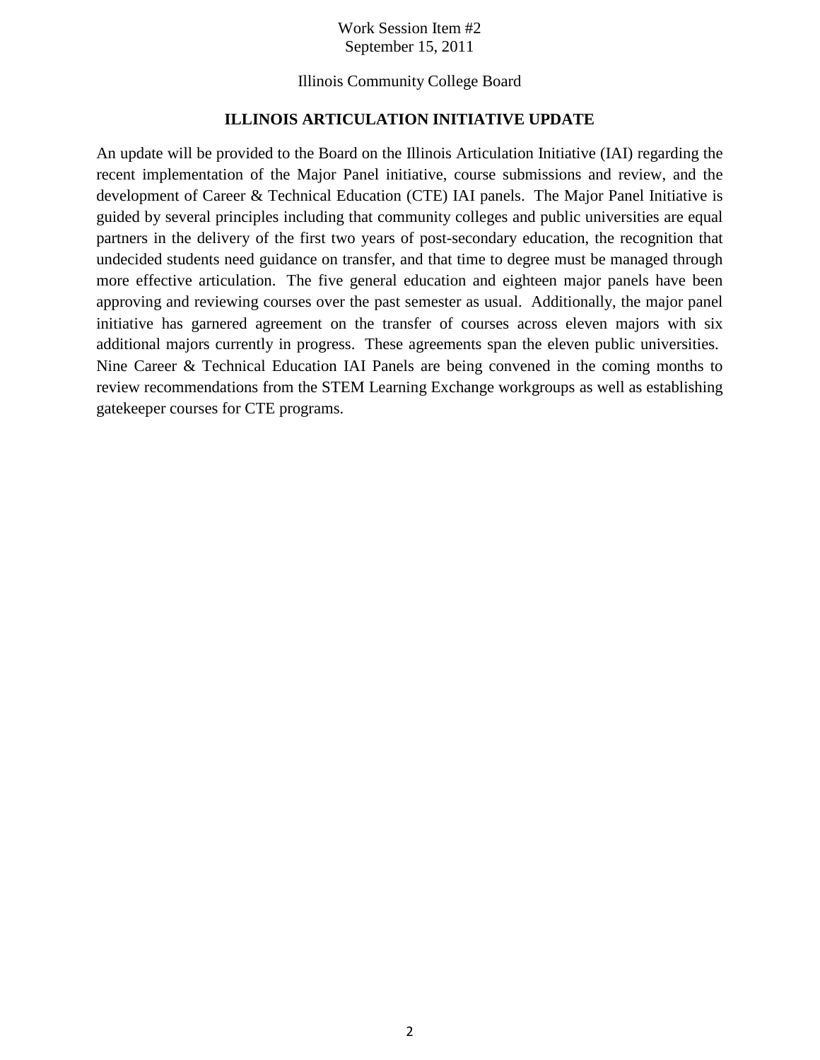Work Session Item #2
September 15, 2011

Illinois Community College Board

## ILLINOIS ARTICULATION INITIATIVE UPDATE

An update will be provided to the Board on the Illinois Articulation Initiative (IAI) regarding the recent implementation of the Major Panel initiative, course submissions and review, and the development of Career & Technical Education (CTE) IAI panels. The Major Panel Initiative is guided by several principles including that community colleges and public universities are equal partners in the delivery of the first two years of post-secondary education, the recognition that undecided students need guidance on transfer, and that time to degree must be managed through more effective articulation. The five general education and eighteen major panels have been approving and reviewing courses over the past semester as usual. Additionally, the major panel initiative has garnered agreement on the transfer of courses across eleven majors with six additional majors currently in progress. These agreements span the eleven public universities. Nine Career & Technical Education IAI Panels are being convened in the coming months to review recommendations from the STEM Learning Exchange workgroups as well as establishing gatekeeper courses for CTE programs.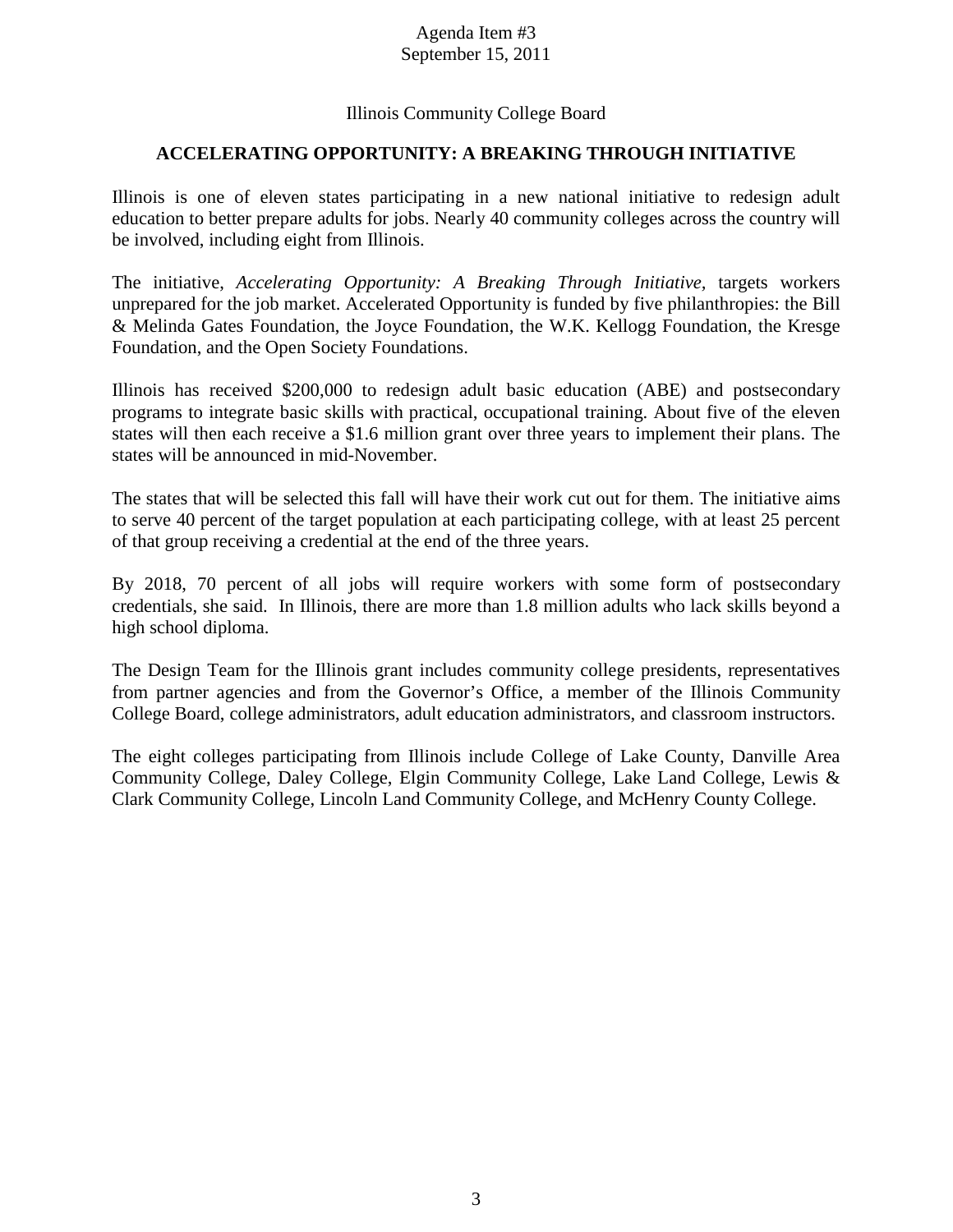Agenda Item #3
September 15, 2011

Illinois Community College Board

## ACCELERATING OPPORTUNITY: A BREAKING THROUGH INITIATIVE

Illinois is one of eleven states participating in a new national initiative to redesign adult education to better prepare adults for jobs. Nearly 40 community colleges across the country will be involved, including eight from Illinois.

The initiative, *Accelerating Opportunity: A Breaking Through Initiative*, targets workers unprepared for the job market. Accelerated Opportunity is funded by five philanthropies: the Bill & Melinda Gates Foundation, the Joyce Foundation, the W.K. Kellogg Foundation, the Kresge Foundation, and the Open Society Foundations.

Illinois has received $200,000 to redesign adult basic education (ABE) and postsecondary programs to integrate basic skills with practical, occupational training. About five of the eleven states will then each receive a $1.6 million grant over three years to implement their plans. The states will be announced in mid-November.

The states that will be selected this fall will have their work cut out for them. The initiative aims to serve 40 percent of the target population at each participating college, with at least 25 percent of that group receiving a credential at the end of the three years.

By 2018, 70 percent of all jobs will require workers with some form of postsecondary credentials, she said. In Illinois, there are more than 1.8 million adults who lack skills beyond a high school diploma.

The Design Team for the Illinois grant includes community college presidents, representatives from partner agencies and from the Governor's Office, a member of the Illinois Community College Board, college administrators, adult education administrators, and classroom instructors.

The eight colleges participating from Illinois include College of Lake County, Danville Area Community College, Daley College, Elgin Community College, Lake Land College, Lewis & Clark Community College, Lincoln Land Community College, and McHenry County College.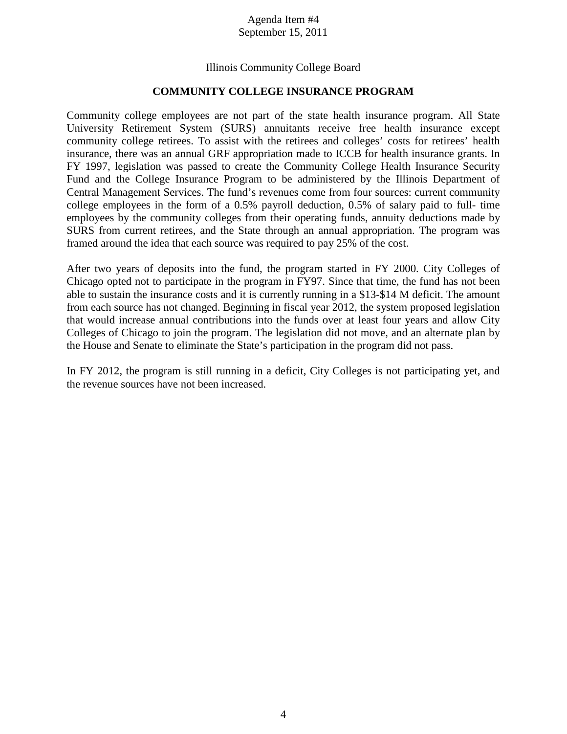Agenda Item #4
September 15, 2011

Illinois Community College Board

## COMMUNITY COLLEGE INSURANCE PROGRAM

Community college employees are not part of the state health insurance program. All State University Retirement System (SURS) annuitants receive free health insurance except community college retirees. To assist with the retirees and colleges' costs for retirees' health insurance, there was an annual GRF appropriation made to ICCB for health insurance grants. In FY 1997, legislation was passed to create the Community College Health Insurance Security Fund and the College Insurance Program to be administered by the Illinois Department of Central Management Services. The fund's revenues come from four sources: current community college employees in the form of a 0.5% payroll deduction, 0.5% of salary paid to full- time employees by the community colleges from their operating funds, annuity deductions made by SURS from current retirees, and the State through an annual appropriation. The program was framed around the idea that each source was required to pay 25% of the cost.

After two years of deposits into the fund, the program started in FY 2000. City Colleges of Chicago opted not to participate in the program in FY97. Since that time, the fund has not been able to sustain the insurance costs and it is currently running in a $13-$14 M deficit. The amount from each source has not changed. Beginning in fiscal year 2012, the system proposed legislation that would increase annual contributions into the funds over at least four years and allow City Colleges of Chicago to join the program. The legislation did not move, and an alternate plan by the House and Senate to eliminate the State's participation in the program did not pass.

In FY 2012, the program is still running in a deficit, City Colleges is not participating yet, and the revenue sources have not been increased.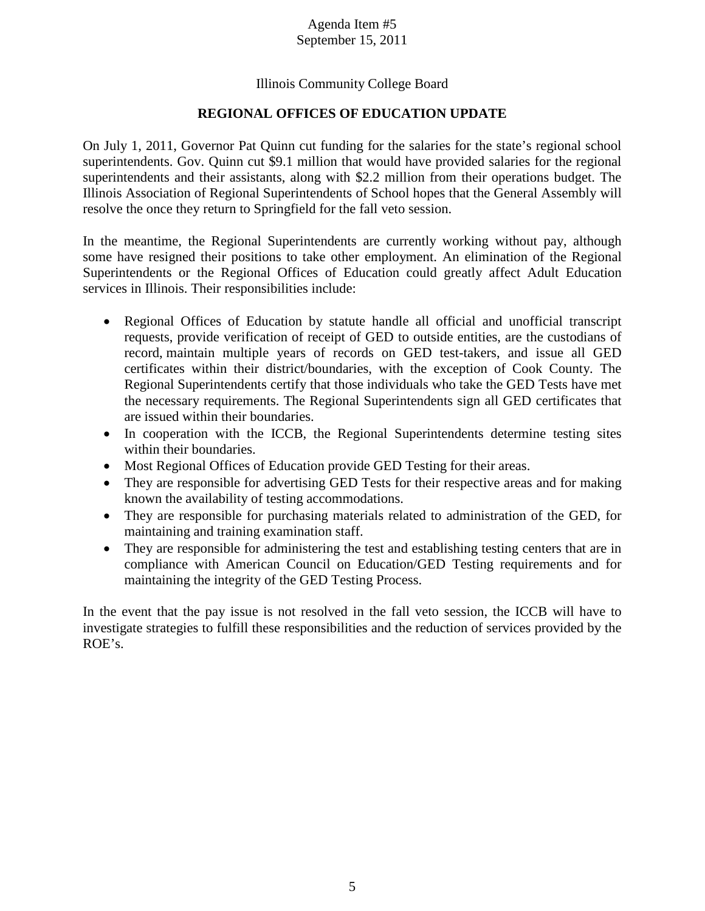Agenda Item #5
September 15, 2011

Illinois Community College Board

## REGIONAL OFFICES OF EDUCATION UPDATE

On July 1, 2011, Governor Pat Quinn cut funding for the salaries for the state's regional school superintendents. Gov. Quinn cut $9.1 million that would have provided salaries for the regional superintendents and their assistants, along with $2.2 million from their operations budget. The Illinois Association of Regional Superintendents of School hopes that the General Assembly will resolve the once they return to Springfield for the fall veto session.

In the meantime, the Regional Superintendents are currently working without pay, although some have resigned their positions to take other employment. An elimination of the Regional Superintendents or the Regional Offices of Education could greatly affect Adult Education services in Illinois. Their responsibilities include:

- Regional Offices of Education by statute handle all official and unofficial transcript requests, provide verification of receipt of GED to outside entities, are the custodians of record, maintain multiple years of records on GED test-takers, and issue all GED certificates within their district/boundaries, with the exception of Cook County. The Regional Superintendents certify that those individuals who take the GED Tests have met the necessary requirements. The Regional Superintendents sign all GED certificates that are issued within their boundaries.
- In cooperation with the ICCB, the Regional Superintendents determine testing sites within their boundaries.
- Most Regional Offices of Education provide GED Testing for their areas.
- They are responsible for advertising GED Tests for their respective areas and for making known the availability of testing accommodations.
- They are responsible for purchasing materials related to administration of the GED, for maintaining and training examination staff.
- They are responsible for administering the test and establishing testing centers that are in compliance with American Council on Education/GED Testing requirements and for maintaining the integrity of the GED Testing Process.

In the event that the pay issue is not resolved in the fall veto session, the ICCB will have to investigate strategies to fulfill these responsibilities and the reduction of services provided by the ROE's.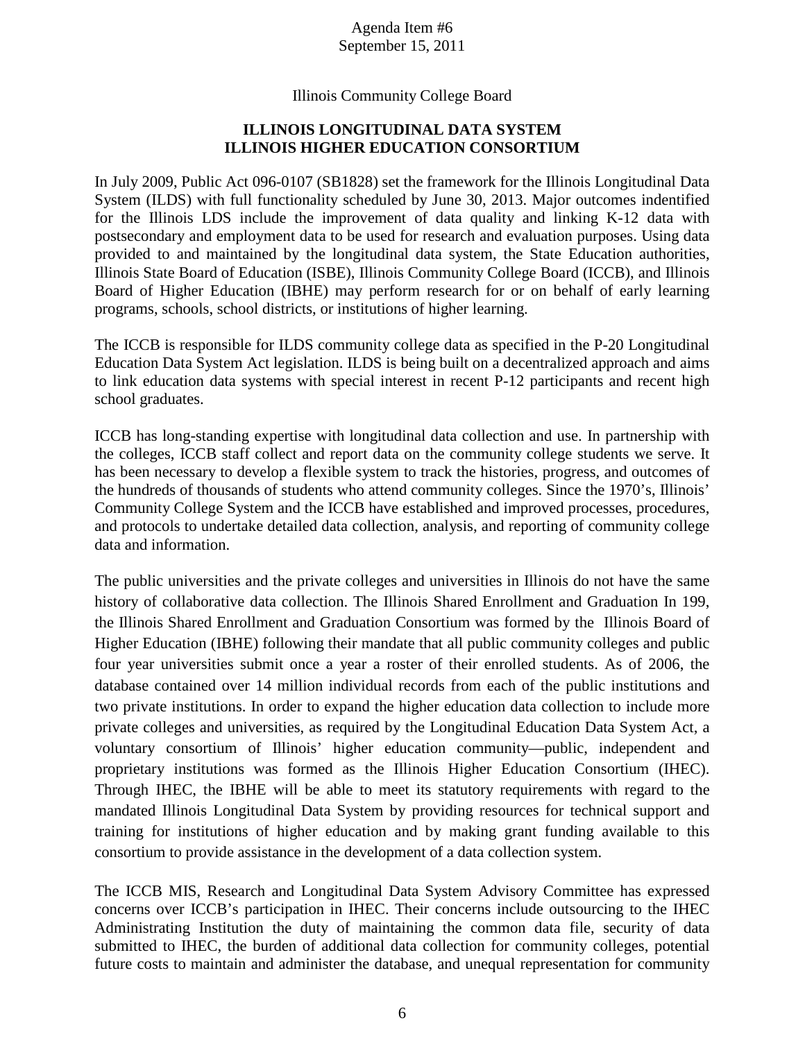Agenda Item #6
September 15, 2011

Illinois Community College Board

**ILLINOIS LONGITUDINAL DATA SYSTEM**
**ILLINOIS HIGHER EDUCATION CONSORTIUM**

In July 2009, Public Act 096-0107 (SB1828) set the framework for the Illinois Longitudinal Data System (ILDS) with full functionality scheduled by June 30, 2013. Major outcomes indentified for the Illinois LDS include the improvement of data quality and linking K-12 data with postsecondary and employment data to be used for research and evaluation purposes. Using data provided to and maintained by the longitudinal data system, the State Education authorities, Illinois State Board of Education (ISBE), Illinois Community College Board (ICCB), and Illinois Board of Higher Education (IBHE) may perform research for or on behalf of early learning programs, schools, school districts, or institutions of higher learning.

The ICCB is responsible for ILDS community college data as specified in the P-20 Longitudinal Education Data System Act legislation. ILDS is being built on a decentralized approach and aims to link education data systems with special interest in recent P-12 participants and recent high school graduates.

ICCB has long-standing expertise with longitudinal data collection and use. In partnership with the colleges, ICCB staff collect and report data on the community college students we serve. It has been necessary to develop a flexible system to track the histories, progress, and outcomes of the hundreds of thousands of students who attend community colleges. Since the 1970's, Illinois' Community College System and the ICCB have established and improved processes, procedures, and protocols to undertake detailed data collection, analysis, and reporting of community college data and information.

The public universities and the private colleges and universities in Illinois do not have the same history of collaborative data collection. The Illinois Shared Enrollment and Graduation In 199, the Illinois Shared Enrollment and Graduation Consortium was formed by the Illinois Board of Higher Education (IBHE) following their mandate that all public community colleges and public four year universities submit once a year a roster of their enrolled students. As of 2006, the database contained over 14 million individual records from each of the public institutions and two private institutions. In order to expand the higher education data collection to include more private colleges and universities, as required by the Longitudinal Education Data System Act, a voluntary consortium of Illinois' higher education community—public, independent and proprietary institutions was formed as the Illinois Higher Education Consortium (IHEC). Through IHEC, the IBHE will be able to meet its statutory requirements with regard to the mandated Illinois Longitudinal Data System by providing resources for technical support and training for institutions of higher education and by making grant funding available to this consortium to provide assistance in the development of a data collection system.

The ICCB MIS, Research and Longitudinal Data System Advisory Committee has expressed concerns over ICCB's participation in IHEC. Their concerns include outsourcing to the IHEC Administrating Institution the duty of maintaining the common data file, security of data submitted to IHEC, the burden of additional data collection for community colleges, potential future costs to maintain and administer the database, and unequal representation for community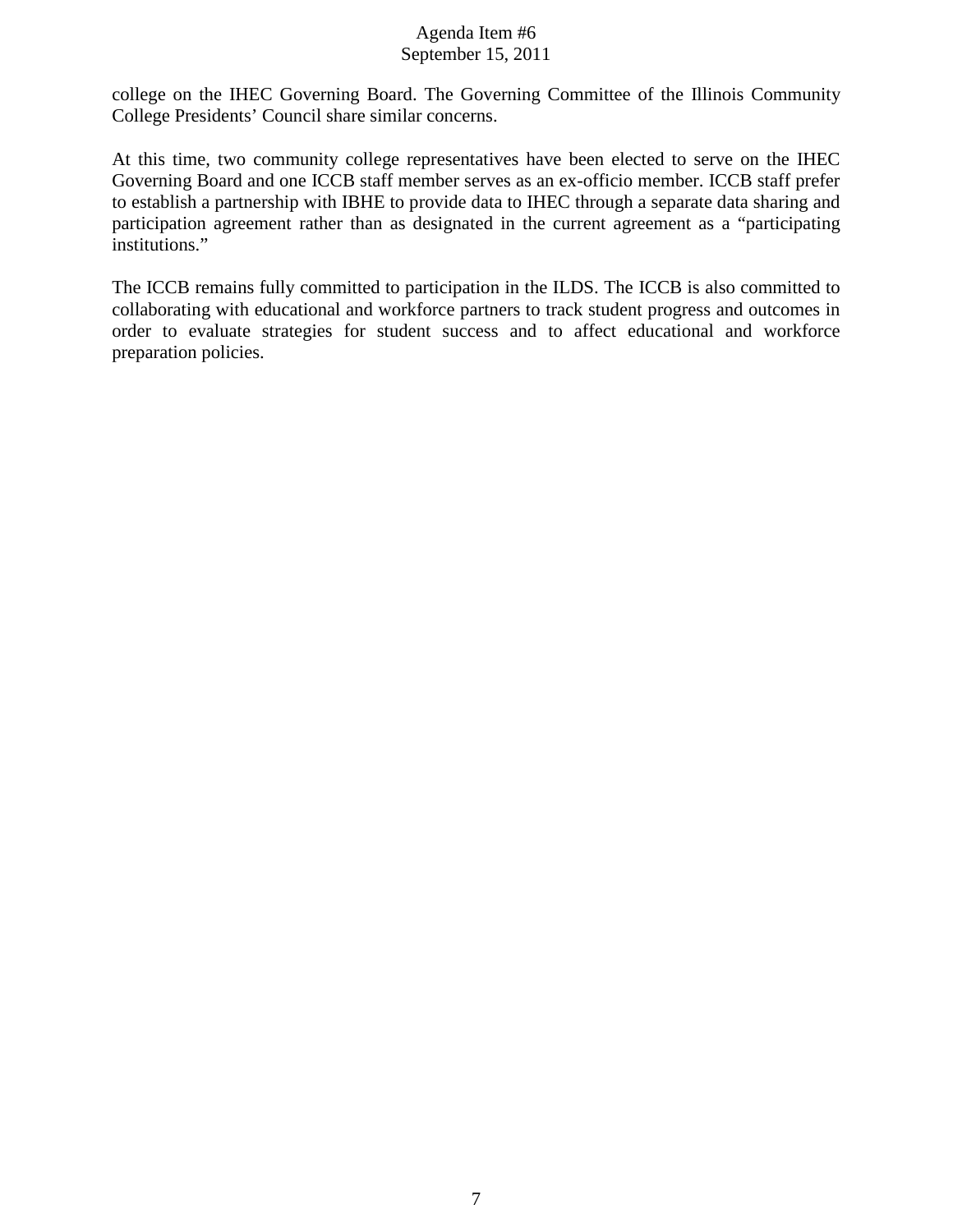college on the IHEC Governing Board. The Governing Committee of the Illinois Community College Presidents' Council share similar concerns.

At this time, two community college representatives have been elected to serve on the IHEC Governing Board and one ICCB staff member serves as an ex-officio member. ICCB staff prefer to establish a partnership with IBHE to provide data to IHEC through a separate data sharing and participation agreement rather than as designated in the current agreement as a "participating institutions."

The ICCB remains fully committed to participation in the ILDS. The ICCB is also committed to collaborating with educational and workforce partners to track student progress and outcomes in order to evaluate strategies for student success and to affect educational and workforce preparation policies.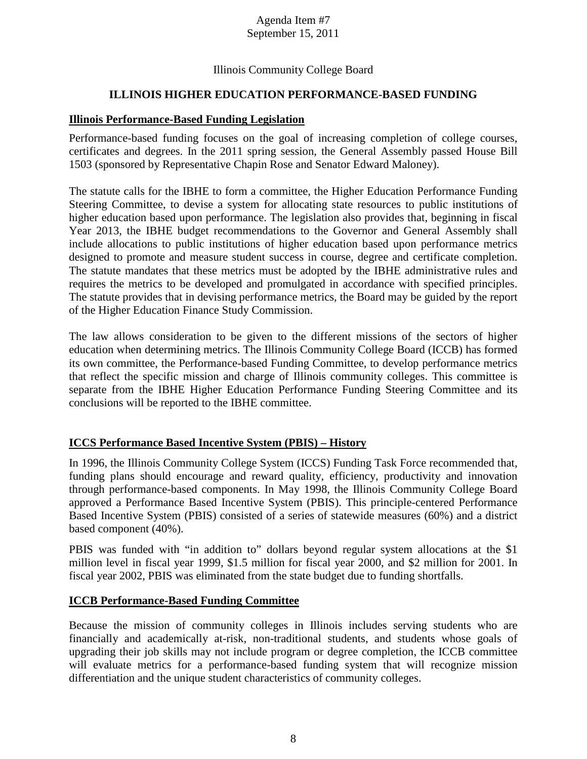Agenda Item #7
September 15, 2011

Illinois Community College Board

## ILLINOIS HIGHER EDUCATION PERFORMANCE-BASED FUNDING

### Illinois Performance-Based Funding Legislation

Performance-based funding focuses on the goal of increasing completion of college courses, certificates and degrees. In the 2011 spring session, the General Assembly passed House Bill 1503 (sponsored by Representative Chapin Rose and Senator Edward Maloney).

The statute calls for the IBHE to form a committee, the Higher Education Performance Funding Steering Committee, to devise a system for allocating state resources to public institutions of higher education based upon performance. The legislation also provides that, beginning in fiscal Year 2013, the IBHE budget recommendations to the Governor and General Assembly shall include allocations to public institutions of higher education based upon performance metrics designed to promote and measure student success in course, degree and certificate completion. The statute mandates that these metrics must be adopted by the IBHE administrative rules and requires the metrics to be developed and promulgated in accordance with specified principles. The statute provides that in devising performance metrics, the Board may be guided by the report of the Higher Education Finance Study Commission.

The law allows consideration to be given to the different missions of the sectors of higher education when determining metrics. The Illinois Community College Board (ICCB) has formed its own committee, the Performance-based Funding Committee, to develop performance metrics that reflect the specific mission and charge of Illinois community colleges. This committee is separate from the IBHE Higher Education Performance Funding Steering Committee and its conclusions will be reported to the IBHE committee.

### ICCS Performance Based Incentive System (PBIS) – History

In 1996, the Illinois Community College System (ICCS) Funding Task Force recommended that, funding plans should encourage and reward quality, efficiency, productivity and innovation through performance-based components. In May 1998, the Illinois Community College Board approved a Performance Based Incentive System (PBIS). This principle-centered Performance Based Incentive System (PBIS) consisted of a series of statewide measures (60%) and a district based component (40%).

PBIS was funded with "in addition to" dollars beyond regular system allocations at the $1 million level in fiscal year 1999, $1.5 million for fiscal year 2000, and $2 million for 2001. In fiscal year 2002, PBIS was eliminated from the state budget due to funding shortfalls.

### ICCB Performance-Based Funding Committee

Because the mission of community colleges in Illinois includes serving students who are financially and academically at-risk, non-traditional students, and students whose goals of upgrading their job skills may not include program or degree completion, the ICCB committee will evaluate metrics for a performance-based funding system that will recognize mission differentiation and the unique student characteristics of community colleges.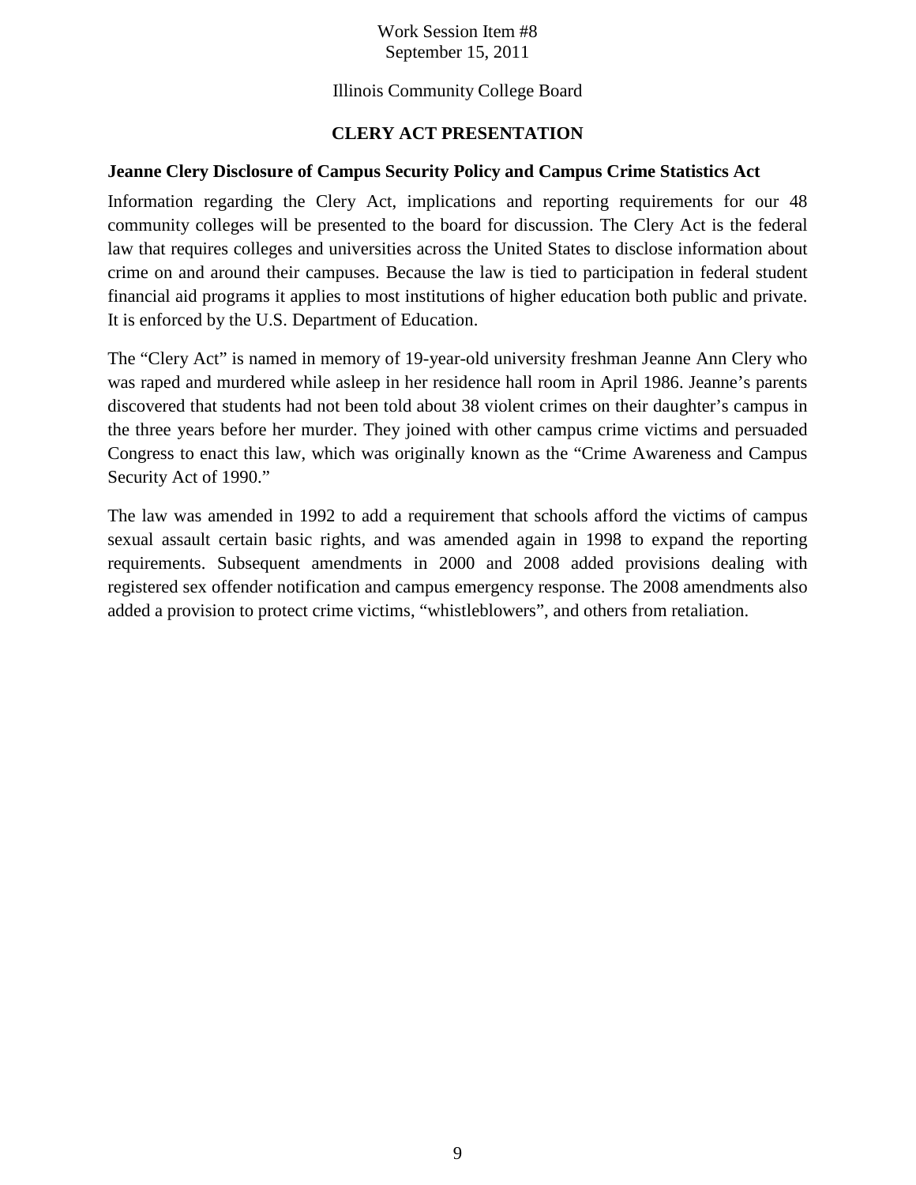Work Session Item #8
September 15, 2011

Illinois Community College Board

# CLERY ACT PRESENTATION

## Jeanne Clery Disclosure of Campus Security Policy and Campus Crime Statistics Act

Information regarding the Clery Act, implications and reporting requirements for our 48 community colleges will be presented to the board for discussion. The Clery Act is the federal law that requires colleges and universities across the United States to disclose information about crime on and around their campuses. Because the law is tied to participation in federal student financial aid programs it applies to most institutions of higher education both public and private. It is enforced by the U.S. Department of Education.

The "Clery Act" is named in memory of 19-year-old university freshman Jeanne Ann Clery who was raped and murdered while asleep in her residence hall room in April 1986. Jeanne's parents discovered that students had not been told about 38 violent crimes on their daughter's campus in the three years before her murder. They joined with other campus crime victims and persuaded Congress to enact this law, which was originally known as the "Crime Awareness and Campus Security Act of 1990."

The law was amended in 1992 to add a requirement that schools afford the victims of campus sexual assault certain basic rights, and was amended again in 1998 to expand the reporting requirements. Subsequent amendments in 2000 and 2008 added provisions dealing with registered sex offender notification and campus emergency response. The 2008 amendments also added a provision to protect crime victims, "whistleblowers", and others from retaliation.